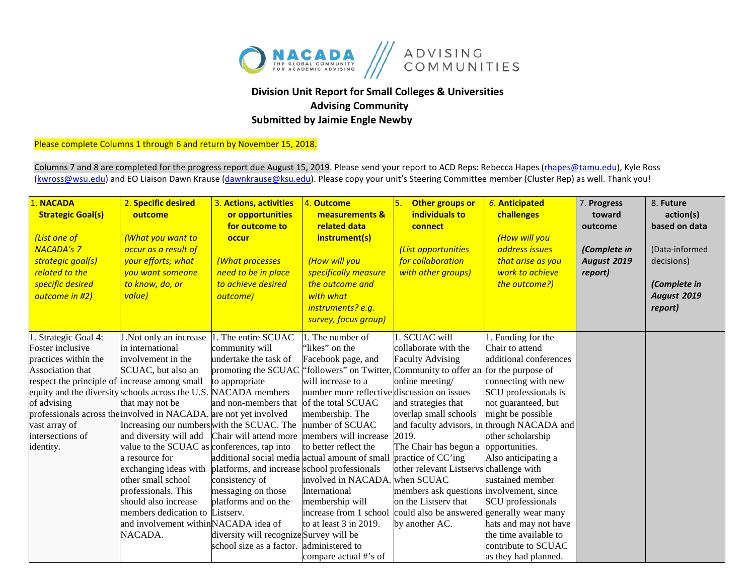NACADA THE GLOBAL COMMUNITY FOR ACADEMIC ADVISING | ADVISING COMMUNITIES

# Division Unit Report for Small Colleges & Universities Advising Community
## Submitted by Jaimie Engle Newby

Please complete Columns 1 through 6 and return by November 15, 2018.

Columns 7 and 8 are completed for the progress report due August 15, 2019. Please send your report to ACD Reps: Rebecca Hapes (rhapes@tamu.edu), Kyle Ross (kwross@wsu.edu) and EO Liaison Dawn Krause (dawnkrause@ksu.edu). Please copy your unit's Steering Committee member (Cluster Rep) as well. Thank you!

| 1. **NACADA Strategic Goal(s)** *(List one of NACADA's 7 strategic goal(s) related to the specific desired outcome in #2)* | 2. **Specific desired outcome** *(What you want to occur as a result of your efforts; what you want someone to know, do, or value)* | 3. **Actions, activities or opportunities for outcome to occur** *(What processes need to be in place to achieve desired outcome)* | 4. **Outcome measurements & related data instrument(s)** *(How will you specifically measure the outcome and with what instruments? e.g. survey, focus group)* | 5. **Other groups or individuals to connect** *(List opportunities for collaboration with other groups)* | 6. **Anticipated challenges** *(How will you address issues that arise as you work to achieve the outcome?)* | 7. Progress toward outcome ***(Complete in August 2019 report)*** | 8. **Future action(s) based on data** (Data-informed decisions) ***(Complete in August 2019 report)*** |
|---|---|---|---|---|---|---|---|
| 1. Strategic Goal 4: Foster inclusive practices within the Association that respect the principle of equity and the diversity of advising professionals across the vast array of intersections of identity. | 1.Not only an increase in international involvement in the SCUAC, but also an increase among small schools across the U.S. that may not be involved in NACADA. Increasing our numbers and diversity will add value to the SCUAC as a resource for exchanging ideas with other small school professionals. This should also increase members dedication to and involvement within NACADA. | 1. The entire SCUAC community will undertake the task of promoting the SCUAC to appropriate NACADA members and non-members that are not yet involved with the SCUAC. The Chair will attend more conferences, tap into additional social media platforms, and increase consistency of messaging on those platforms and on the Listserv. NACADA idea of diversity will recognize school size as a factor. | 1. The number of "likes" on the Facebook page, and "followers" on Twitter, will increase to a number more reflective of the total SCUAC membership. The number of SCUAC members will increase to better reflect the actual amount of small school professionals involved in NACADA. International membership will increase from 1 school to at least 3 in 2019. Survey will be administered to compare actual #'s of | 1. SCUAC will collaborate with the Faculty Advising Community to offer an online meeting/ discussion on issues and strategies that overlap small schools and faculty advisors, in 2019. The Chair has begun a practice of CC'ing other relevant Listservs when SCUAC members ask questions on the Listserv that could also be answered by another AC. | 1. Funding for the Chair to attend additional conferences for the purpose of connecting with new SCU professionals is not guaranteed, but might be possible through NACADA and other scholarship opportunities. Also anticipating a challenge with sustained member involvement, since SCU professionals generally wear many hats and may not have the time available to contribute to SCUAC as they had planned. | | |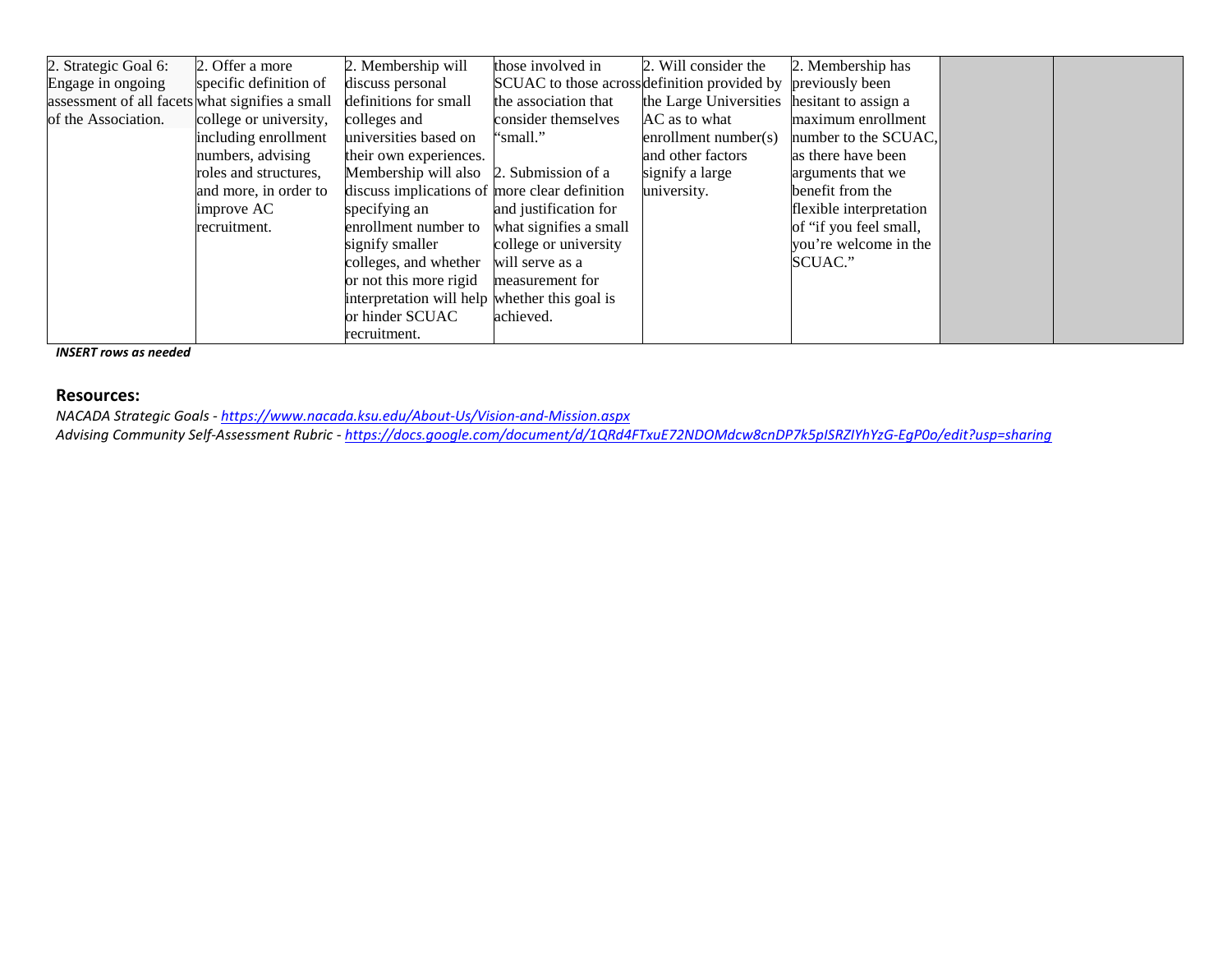| | | | | | | | |
|---|---|---|---|---|---|---|---|
| 2. Strategic Goal 6: Engage in ongoing assessment of all facets of the Association. | 2. Offer a more specific definition of what signifies a small college or university, including enrollment numbers, advising roles and structures, and more, in order to improve AC recruitment. | 2. Membership will discuss personal definitions for small colleges and universities based on their own experiences. Membership will also discuss implications of specifying an enrollment number to signify smaller colleges, and whether or not this more rigid interpretation will help or hinder SCUAC recruitment. | those involved in SCUAC to those across the association that consider themselves "small."<br><br>2. Submission of a more clear definition and justification for what signifies a small college or university will serve as a measurement for whether this goal is achieved. | 2. Will consider the definition provided by the Large Universities AC as to what enrollment number(s) and other factors signify a large university. | 2. Membership has previously been hesitant to assign a maximum enrollment number to the SCUAC, as there have been arguments that we benefit from the flexible interpretation of "if you feel small, you're welcome in the SCUAC." | | |

***INSERT rows as needed***

## Resources:

*NACADA Strategic Goals - https://www.nacada.ksu.edu/About-Us/Vision-and-Mission.aspx*
*Advising Community Self-Assessment Rubric - https://docs.google.com/document/d/1QRd4FTxuE72NDOMdcw8cnDP7k5plSRZIYhYzG-EgP0o/edit?usp=sharing*